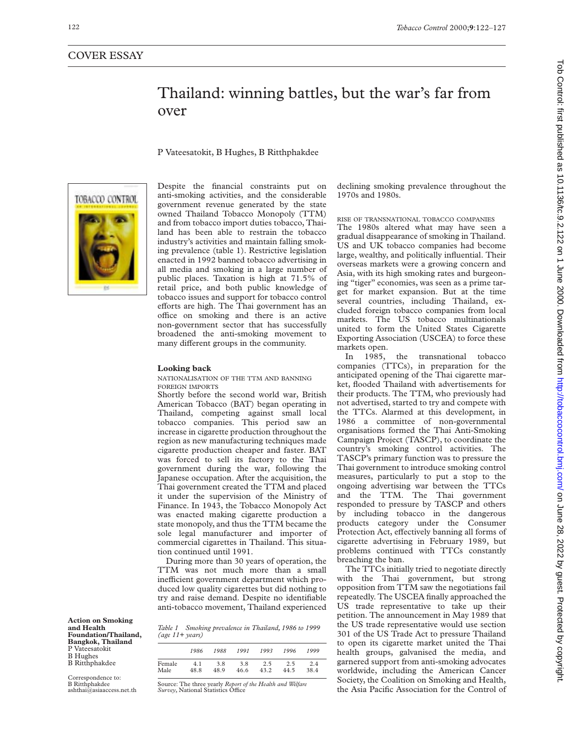COVER ESSAY

# Thailand: winning battles, but the war's far from over

P Vateesatokit, B Hughes, B Ritthphakdee

Despite the financial constraints put on anti-smoking activities, and the considerable government revenue generated by the state owned Thailand Tobacco Monopoly (TTM) and from tobacco import duties tobacco, Thailand has been able to restrain the tobacco industry's activities and maintain falling smoking prevalence (table 1). Restrictive legislation enacted in 1992 banned tobacco advertising in all media and smoking in a large number of public places. Taxation is high at 71.5% of retail price, and both public knowledge of tobacco issues and support for tobacco control efforts are high. The Thai government has an office on smoking and there is an active non-government sector that has successfully broadened the anti-smoking movement to many different groups in the community.

## Looking back

### NATIONALISATION OF THE TTM AND BANNING FOREIGN IMPORTS

Shortly before the second world war, British American Tobacco (BAT) began operating in Thailand, competing against small local tobacco companies. This period saw an increase in cigarette production throughout the region as new manufacturing techniques made cigarette production cheaper and faster. BAT was forced to sell its factory to the Thai government during the war, following the Japanese occupation. After the acquisition, the Thai government created the TTM and placed it under the supervision of the Ministry of Finance. In 1943, the Tobacco Monopoly Act was enacted making cigarette production a state monopoly, and thus the TTM became the sole legal manufacturer and importer of commercial cigarettes in Thailand. This situation continued until 1991.

During more than 30 years of operation, the TTM was not much more than a small inefficient government department which produced low quality cigarettes but did nothing to try and raise demand. Despite no identifiable anti-tobacco movement, Thailand experienced declining smoking prevalence throughout the 1970s and 1980s.

*Table 1 Smoking prevalence in Thailand, 1986 to 1999 (age 11+ years)*

| | 1986 | 1988 | 1991 | 1993 | 1996 | 1999 |
|---|---|---|---|---|---|---|
| Female | 4.1 | 3.8 | 3.8 | 2.5 | 2.5 | 2.4 |
| Male | 48.8 | 48.9 | 46.6 | 43.2 | 44.5 | 38.4 |

Source: The three yearly *Report of the Health and Welfare Survey*, National Statistics Office

### RISE OF TRANSNATIONAL TOBACCO COMPANIES

The 1980s altered what may have seen a gradual disappearance of smoking in Thailand. US and UK tobacco companies had become large, wealthy, and politically influential. Their overseas markets were a growing concern and Asia, with its high smoking rates and burgeoning "tiger" economies, was seen as a prime target for market expansion. But at the time several countries, including Thailand, excluded foreign tobacco companies from local markets. The US tobacco multinationals united to form the United States Cigarette Exporting Association (USCEA) to force these markets open.

In 1985, the transnational tobacco companies (TTCs), in preparation for the anticipated opening of the Thai cigarette market, flooded Thailand with advertisements for their products. The TTM, who previously had not advertised, started to try and compete with the TTCs. Alarmed at this development, in 1986 a committee of non-governmental organisations formed the Thai Anti-Smoking Campaign Project (TASCP), to coordinate the country's smoking control activities. The TASCP's primary function was to pressure the Thai government to introduce smoking control measures, particularly to put a stop to the ongoing advertising war between the TTCs and the TTM. The Thai government responded to pressure by TASCP and others by including tobacco in the dangerous products category under the Consumer Protection Act, effectively banning all forms of cigarette advertising in February 1989, but problems continued with TTCs constantly breaching the ban.

The TTCs initially tried to negotiate directly with the Thai government, but strong opposition from TTM saw the negotiations fail repeatedly. The USCEA finally approached the US trade representative to take up their petition. The announcement in May 1989 that the US trade representative would use section 301 of the US Trade Act to pressure Thailand to open its cigarette market united the Thai health groups, galvanised the media, and garnered support from anti-smoking advocates worldwide, including the American Cancer Society, the Coalition on Smoking and Health, the Asia Pacific Association for the Control of

**Action on Smoking and Health Foundation/Thailand, Bangkok, Thailand**
P Vateesatokit
B Hughes
B Ritthphakdee

Correspondence to:
B Ritthphakdee
ashthai@asiaaccess.net.th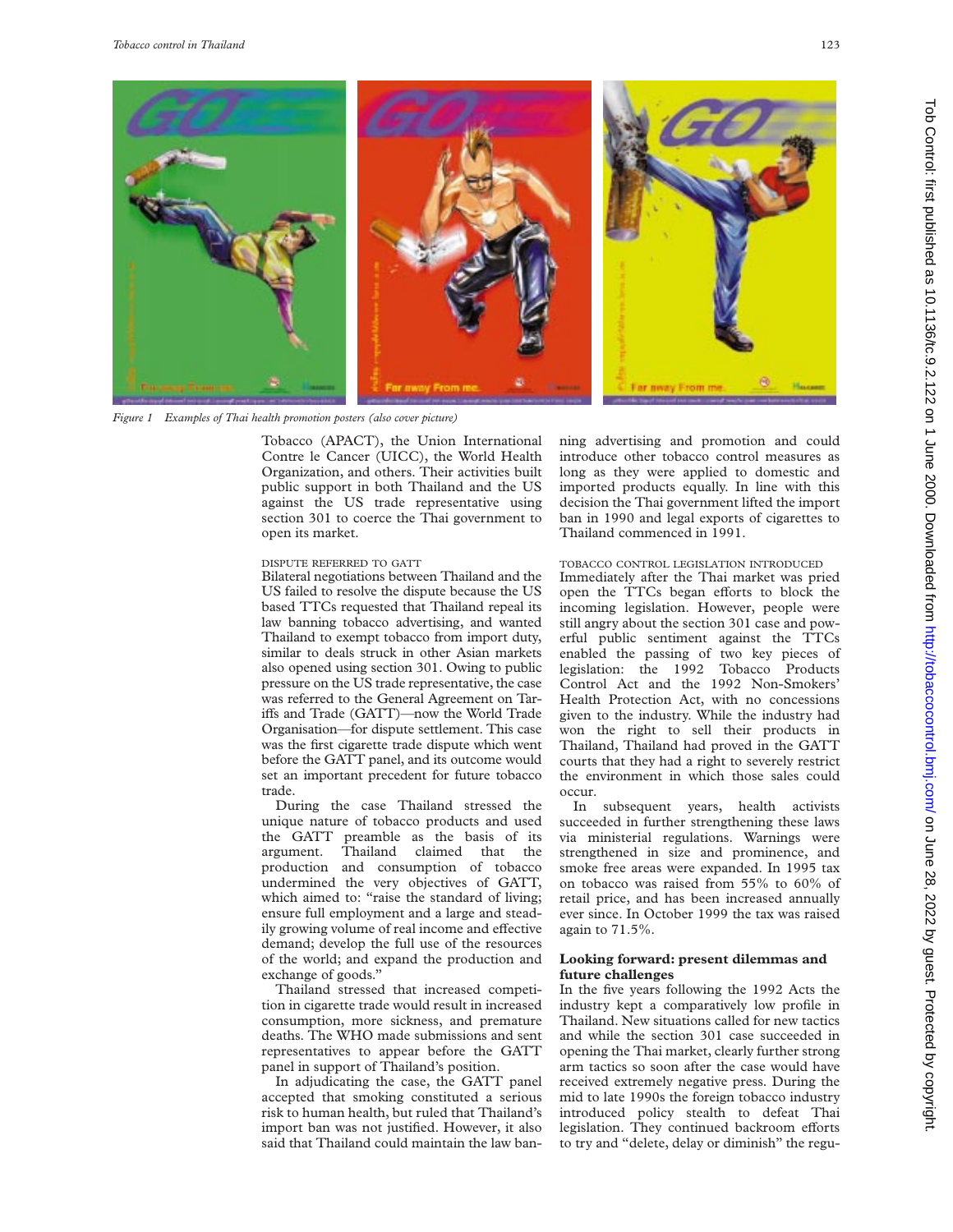Figure 1 Examples of Thai health promotion posters (also cover picture)

Tobacco (APACT), the Union International Contre le Cancer (UICC), the World Health Organization, and others. Their activities built public support in both Thailand and the US against the US trade representative using section 301 to coerce the Thai government to open its market.

DISPUTE REFERRED TO GATT

Bilateral negotiations between Thailand and the US failed to resolve the dispute because the US based TTCs requested that Thailand repeal its law banning tobacco advertising, and wanted Thailand to exempt tobacco from import duty, similar to deals struck in other Asian markets also opened using section 301. Owing to public pressure on the US trade representative, the case was referred to the General Agreement on Tariffs and Trade (GATT)—now the World Trade Organisation—for dispute settlement. This case was the first cigarette trade dispute which went before the GATT panel, and its outcome would set an important precedent for future tobacco trade.

During the case Thailand stressed the unique nature of tobacco products and used the GATT preamble as the basis of its argument. Thailand claimed that the production and consumption of tobacco undermined the very objectives of GATT, which aimed to: "raise the standard of living; ensure full employment and a large and steadily growing volume of real income and effective demand; develop the full use of the resources of the world; and expand the production and exchange of goods."

Thailand stressed that increased competition in cigarette trade would result in increased consumption, more sickness, and premature deaths. The WHO made submissions and sent representatives to appear before the GATT panel in support of Thailand's position.

In adjudicating the case, the GATT panel accepted that smoking constituted a serious risk to human health, but ruled that Thailand's import ban was not justified. However, it also said that Thailand could maintain the law banning advertising and promotion and could introduce other tobacco control measures as long as they were applied to domestic and imported products equally. In line with this decision the Thai government lifted the import ban in 1990 and legal exports of cigarettes to Thailand commenced in 1991.

TOBACCO CONTROL LEGISLATION INTRODUCED

Immediately after the Thai market was pried open the TTCs began efforts to block the incoming legislation. However, people were still angry about the section 301 case and powerful public sentiment against the TTCs enabled the passing of two key pieces of legislation: the 1992 Tobacco Products Control Act and the 1992 Non-Smokers' Health Protection Act, with no concessions given to the industry. While the industry had won the right to sell their products in Thailand, Thailand had proved in the GATT courts that they had a right to severely restrict the environment in which those sales could occur.

In subsequent years, health activists succeeded in further strengthening these laws via ministerial regulations. Warnings were strengthened in size and prominence, and smoke free areas were expanded. In 1995 tax on tobacco was raised from 55% to 60% of retail price, and has been increased annually ever since. In October 1999 the tax was raised again to 71.5%.

## Looking forward: present dilemmas and future challenges

In the five years following the 1992 Acts the industry kept a comparatively low profile in Thailand. New situations called for new tactics and while the section 301 case succeeded in opening the Thai market, clearly further strong arm tactics so soon after the case would have received extremely negative press. During the mid to late 1990s the foreign tobacco industry introduced policy stealth to defeat Thai legislation. They continued backroom efforts to try and "delete, delay or diminish" the regu-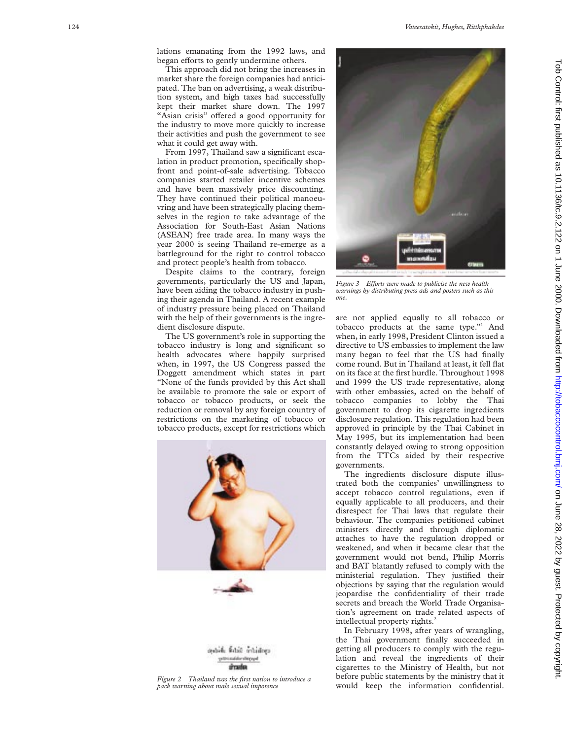lations emanating from the 1992 laws, and began efforts to gently undermine others.

This approach did not bring the increases in market share the foreign companies had anticipated. The ban on advertising, a weak distribution system, and high taxes had successfully kept their market share down. The 1997 "Asian crisis" offered a good opportunity for the industry to move more quickly to increase their activities and push the government to see what it could get away with.

From 1997, Thailand saw a significant escalation in product promotion, specifically shopfront and point-of-sale advertising. Tobacco companies started retailer incentive schemes and have been massively price discounting. They have continued their political manoeuvring and have been strategically placing themselves in the region to take advantage of the Association for South-East Asian Nations (ASEAN) free trade area. In many ways the year 2000 is seeing Thailand re-emerge as a battleground for the right to control tobacco and protect people's health from tobacco.

Despite claims to the contrary, foreign governments, particularly the US and Japan, have been aiding the tobacco industry in pushing their agenda in Thailand. A recent example of industry pressure being placed on Thailand with the help of their governments is the ingredient disclosure dispute.

The US government's role in supporting the tobacco industry is long and significant so health advocates where happily surprised when, in 1997, the US Congress passed the Doggett amendment which states in part "None of the funds provided by this Act shall be available to promote the sale or export of tobacco or tobacco products, or seek the reduction or removal by any foreign country of restrictions on the marketing of tobacco or tobacco products, except for restrictions which are not applied equally to all tobacco or tobacco products at the same type."[1] And when, in early 1998, President Clinton issued a directive to US embassies to implement the law many began to feel that the US had finally come round. But in Thailand at least, it fell flat on its face at the first hurdle. Throughout 1998 and 1999 the US trade representative, along with other embassies, acted on the behalf of tobacco companies to lobby the Thai government to drop its cigarette ingredients disclosure regulation. This regulation had been approved in principle by the Thai Cabinet in May 1995, but its implementation had been constantly delayed owing to strong opposition from the TTCs aided by their respective governments.

*Figure 2 Thailand was the first nation to introduce a pack warning about male sexual impotence*

*Figure 3 Efforts were made to publicise the new health warnings by distributing press ads and posters such as this one.*

The ingredients disclosure dispute illustrated both the companies' unwillingness to accept tobacco control regulations, even if equally applicable to all producers, and their disrespect for Thai laws that regulate their behaviour. The companies petitioned cabinet ministers directly and through diplomatic attaches to have the regulation dropped or weakened, and when it became clear that the government would not bend, Philip Morris and BAT blatantly refused to comply with the ministerial regulation. They justified their objections by saying that the regulation would jeopardise the confidentiality of their trade secrets and breach the World Trade Organisation's agreement on trade related aspects of intellectual property rights.[2]

In February 1998, after years of wrangling, the Thai government finally succeeded in getting all producers to comply with the regulation and reveal the ingredients of their cigarettes to the Ministry of Health, but not before public statements by the ministry that it would keep the information confidential.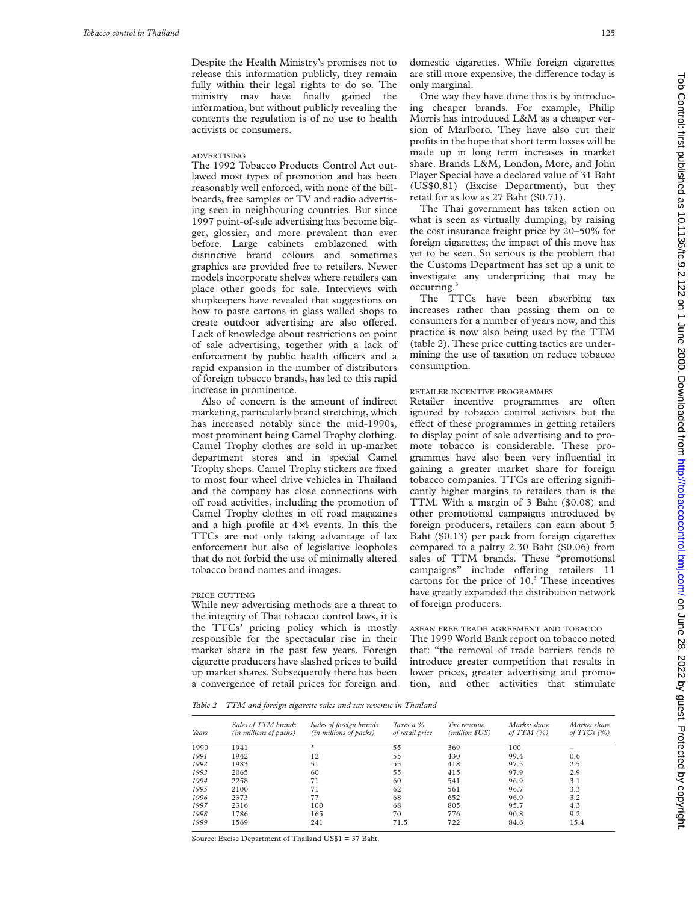Despite the Health Ministry's promises not to release this information publicly, they remain fully within their legal rights to do so. The ministry may have finally gained the information, but without publicly revealing the contents the regulation is of no use to health activists or consumers.

### ADVERTISING

The 1992 Tobacco Products Control Act outlawed most types of promotion and has been reasonably well enforced, with none of the billboards, free samples or TV and radio advertising seen in neighbouring countries. But since 1997 point-of-sale advertising has become bigger, glossier, and more prevalent than ever before. Large cabinets emblazoned with distinctive brand colours and sometimes graphics are provided free to retailers. Newer models incorporate shelves where retailers can place other goods for sale. Interviews with shopkeepers have revealed that suggestions on how to paste cartons in glass walled shops to create outdoor advertising are also offered. Lack of knowledge about restrictions on point of sale advertising, together with a lack of enforcement by public health officers and a rapid expansion in the number of distributors of foreign tobacco brands, has led to this rapid increase in prominence.

Also of concern is the amount of indirect marketing, particularly brand stretching, which has increased notably since the mid-1990s, most prominent being Camel Trophy clothing. Camel Trophy clothes are sold in up-market department stores and in special Camel Trophy shops. Camel Trophy stickers are fixed to most four wheel drive vehicles in Thailand and the company has close connections with off road activities, including the promotion of Camel Trophy clothes in off road magazines and a high profile at 4×4 events. In this the TTCs are not only taking advantage of lax enforcement but also of legislative loopholes that do not forbid the use of minimally altered tobacco brand names and images.

### PRICE CUTTING

While new advertising methods are a threat to the integrity of Thai tobacco control laws, it is the TTCs' pricing policy which is mostly responsible for the spectacular rise in their market share in the past few years. Foreign cigarette producers have slashed prices to build up market shares. Subsequently there has been a convergence of retail prices for foreign and domestic cigarettes. While foreign cigarettes are still more expensive, the difference today is only marginal.

One way they have done this is by introducing cheaper brands. For example, Philip Morris has introduced L&M as a cheaper version of Marlboro. They have also cut their profits in the hope that short term losses will be made up in long term increases in market share. Brands L&M, London, More, and John Player Special have a declared value of 31 Baht (US$0.81) (Excise Department), but they retail for as low as 27 Baht ($0.71).

The Thai government has taken action on what is seen as virtually dumping, by raising the cost insurance freight price by 20–50% for foreign cigarettes; the impact of this move has yet to be seen. So serious is the problem that the Customs Department has set up a unit to investigate any underpricing that may be occurring.[3]

The TTCs have been absorbing tax increases rather than passing them on to consumers for a number of years now, and this practice is now also being used by the TTM (table 2). These price cutting tactics are undermining the use of taxation on reduce tobacco consumption.

### RETAILER INCENTIVE PROGRAMMES

Retailer incentive programmes are often ignored by tobacco control activists but the effect of these programmes in getting retailers to display point of sale advertising and to promote tobacco is considerable. These programmes have also been very influential in gaining a greater market share for foreign tobacco companies. TTCs are offering significantly higher margins to retailers than is the TTM. With a margin of 3 Baht ($0.08) and other promotional campaigns introduced by foreign producers, retailers can earn about 5 Baht ($0.13) per pack from foreign cigarettes compared to a paltry 2.30 Baht ($0.06) from sales of TTM brands. These "promotional campaigns" include offering retailers 11 cartons for the price of 10.[3] These incentives have greatly expanded the distribution network of foreign producers.

### ASEAN FREE TRADE AGREEMENT AND TOBACCO

The 1999 World Bank report on tobacco noted that: "the removal of trade barriers tends to introduce greater competition that results in lower prices, greater advertising and promotion, and other activities that stimulate

*Table 2 TTM and foreign cigarette sales and tax revenue in Thailand*

| Years | Sales of TTM brands (in millions of packs) | Sales of foreign brands (in millions of packs) | Taxes a % of retail price | Tax revenue (million $US) | Market share of TTM (%) | Market share of TTCs (%) |
|---|---|---|---|---|---|---|
| 1990 | 1941 | * | 55 | 369 | 100 | – |
| 1991 | 1942 | 12 | 55 | 430 | 99.4 | 0.6 |
| 1992 | 1983 | 51 | 55 | 418 | 97.5 | 2.5 |
| 1993 | 2065 | 60 | 55 | 415 | 97.9 | 2.9 |
| 1994 | 2258 | 71 | 60 | 541 | 96.9 | 3.1 |
| 1995 | 2100 | 71 | 62 | 561 | 96.7 | 3.3 |
| 1996 | 2373 | 77 | 68 | 652 | 96.9 | 3.2 |
| 1997 | 2316 | 100 | 68 | 805 | 95.7 | 4.3 |
| 1998 | 1786 | 165 | 70 | 776 | 90.8 | 9.2 |
| 1999 | 1569 | 241 | 71.5 | 722 | 84.6 | 15.4 |

Source: Excise Department of Thailand US$1 = 37 Baht.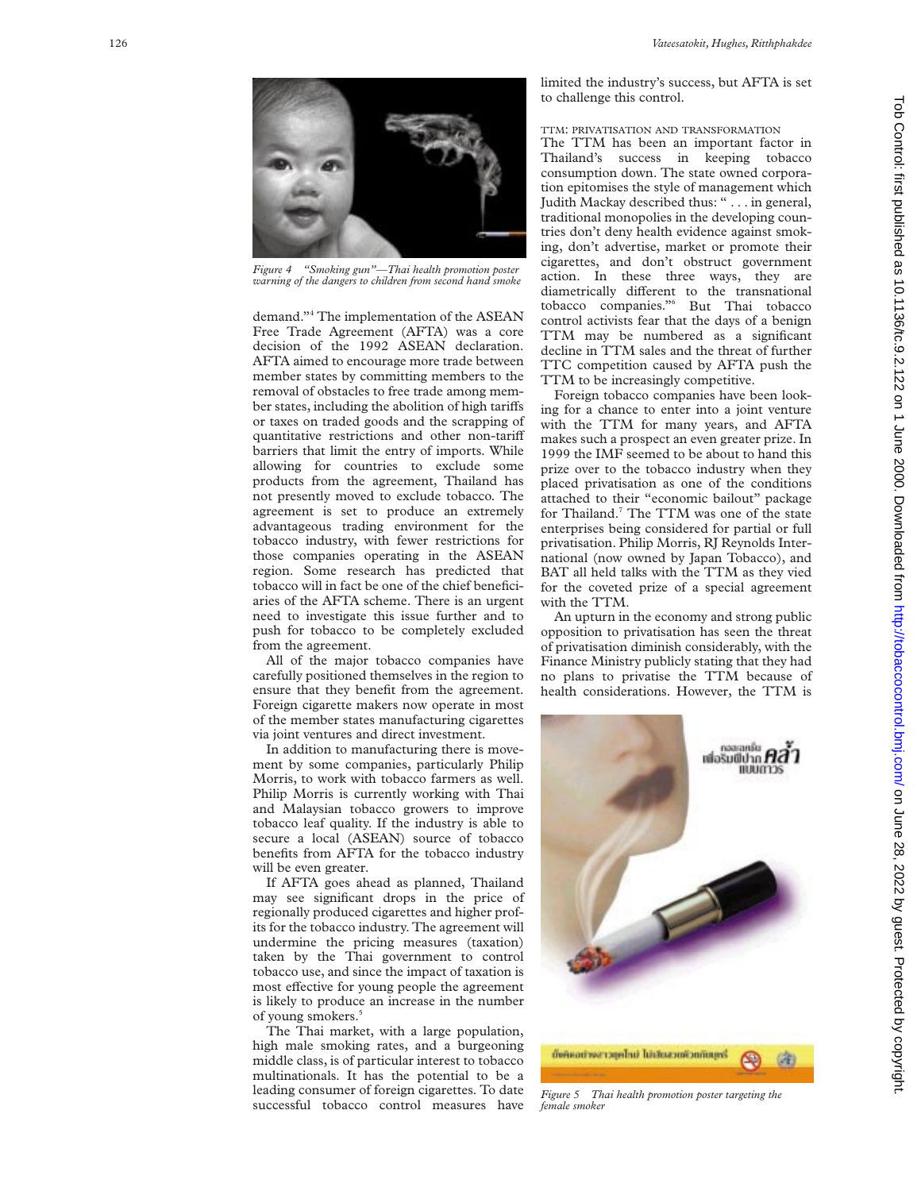*Figure 4 "Smoking gun"—Thai health promotion poster warning of the dangers to children from second hand smoke*

demand."[4] The implementation of the ASEAN Free Trade Agreement (AFTA) was a core decision of the 1992 ASEAN declaration. AFTA aimed to encourage more trade between member states by committing members to the removal of obstacles to free trade among member states, including the abolition of high tariffs or taxes on traded goods and the scrapping of quantitative restrictions and other non-tariff barriers that limit the entry of imports. While allowing for countries to exclude some products from the agreement, Thailand has not presently moved to exclude tobacco. The agreement is set to produce an extremely advantageous trading environment for the tobacco industry, with fewer restrictions for those companies operating in the ASEAN region. Some research has predicted that tobacco will in fact be one of the chief beneficiaries of the AFTA scheme. There is an urgent need to investigate this issue further and to push for tobacco to be completely excluded from the agreement.

All of the major tobacco companies have carefully positioned themselves in the region to ensure that they benefit from the agreement. Foreign cigarette makers now operate in most of the member states manufacturing cigarettes via joint ventures and direct investment.

In addition to manufacturing there is movement by some companies, particularly Philip Morris, to work with tobacco farmers as well. Philip Morris is currently working with Thai and Malaysian tobacco growers to improve tobacco leaf quality. If the industry is able to secure a local (ASEAN) source of tobacco benefits from AFTA for the tobacco industry will be even greater.

If AFTA goes ahead as planned, Thailand may see significant drops in the price of regionally produced cigarettes and higher profits for the tobacco industry. The agreement will undermine the pricing measures (taxation) taken by the Thai government to control tobacco use, and since the impact of taxation is most effective for young people the agreement is likely to produce an increase in the number of young smokers.[5]

The Thai market, with a large population, high male smoking rates, and a burgeoning middle class, is of particular interest to tobacco multinationals. It has the potential to be a leading consumer of foreign cigarettes. To date successful tobacco control measures have limited the industry's success, but AFTA is set to challenge this control.

### TTM: PRIVATISATION AND TRANSFORMATION

The TTM has been an important factor in Thailand's success in keeping tobacco consumption down. The state owned corporation epitomises the style of management which Judith Mackay described thus: " . . . in general, traditional monopolies in the developing countries don't deny health evidence against smoking, don't advertise, market or promote their cigarettes, and don't obstruct government action. In these three ways, they are diametrically different to the transnational tobacco companies."[6] But Thai tobacco control activists fear that the days of a benign TTM may be numbered as a significant decline in TTM sales and the threat of further TTC competition caused by AFTA push the TTM to be increasingly competitive.

Foreign tobacco companies have been looking for a chance to enter into a joint venture with the TTM for many years, and AFTA makes such a prospect an even greater prize. In 1999 the IMF seemed to be about to hand this prize over to the tobacco industry when they placed privatisation as one of the conditions attached to their "economic bailout" package for Thailand.[7] The TTM was one of the state enterprises being considered for partial or full privatisation. Philip Morris, RJ Reynolds International (now owned by Japan Tobacco), and BAT all held talks with the TTM as they vied for the coveted prize of a special agreement with the TTM.

An upturn in the economy and strong public opposition to privatisation has seen the threat of privatisation diminish considerably, with the Finance Ministry publicly stating that they had no plans to privatise the TTM because of health considerations. However, the TTM is

*Figure 5 Thai health promotion poster targeting the female smoker*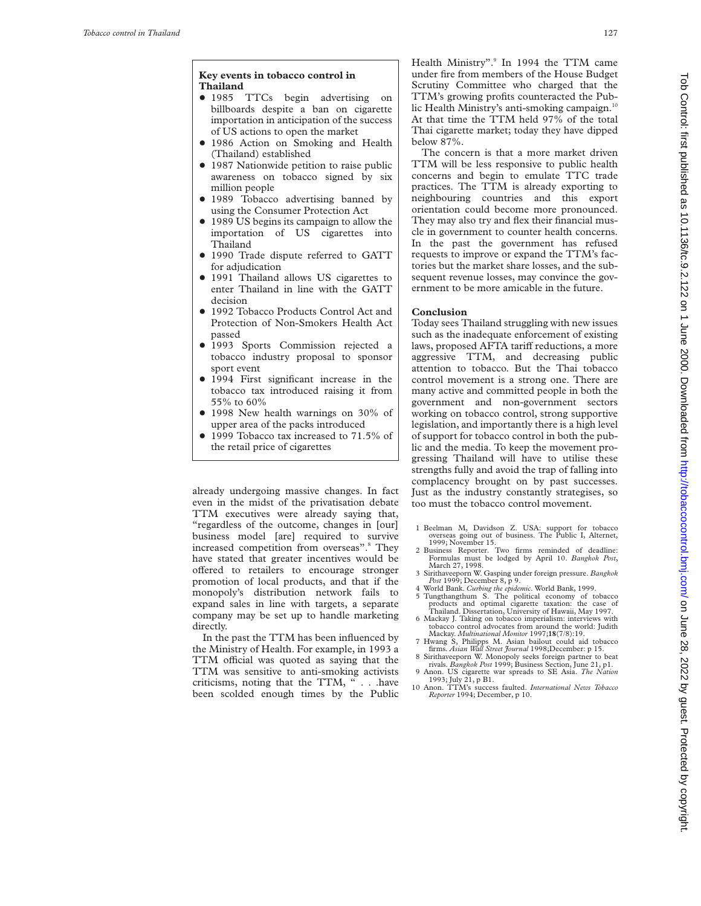**Key events in tobacco control in Thailand**

- 1985 TTCs begin advertising on billboards despite a ban on cigarette importation in anticipation of the success of US actions to open the market
- 1986 Action on Smoking and Health (Thailand) established
- 1987 Nationwide petition to raise public awareness on tobacco signed by six million people
- 1989 Tobacco advertising banned by using the Consumer Protection Act
- 1989 US begins its campaign to allow the importation of US cigarettes into Thailand
- 1990 Trade dispute referred to GATT for adjudication
- 1991 Thailand allows US cigarettes to enter Thailand in line with the GATT decision
- 1992 Tobacco Products Control Act and Protection of Non-Smokers Health Act passed
- 1993 Sports Commission rejected a tobacco industry proposal to sponsor sport event
- 1994 First significant increase in the tobacco tax introduced raising it from 55% to 60%
- 1998 New health warnings on 30% of upper area of the packs introduced
- 1999 Tobacco tax increased to 71.5% of the retail price of cigarettes

already undergoing massive changes. In fact even in the midst of the privatisation debate TTM executives were already saying that, "regardless of the outcome, changes in [our] business model [are] required to survive increased competition from overseas".[8] They have stated that greater incentives would be offered to retailers to encourage stronger promotion of local products, and that if the monopoly's distribution network fails to expand sales in line with targets, a separate company may be set up to handle marketing directly.

In the past the TTM has been influenced by the Ministry of Health. For example, in 1993 a TTM official was quoted as saying that the TTM was sensitive to anti-smoking activists criticisms, noting that the TTM, " . . .have been scolded enough times by the Public Health Ministry".[9] In 1994 the TTM came under fire from members of the House Budget Scrutiny Committee who charged that the TTM's growing profits counteracted the Public Health Ministry's anti-smoking campaign.[10] At that time the TTM held 97% of the total Thai cigarette market; today they have dipped below 87%.

The concern is that a more market driven TTM will be less responsive to public health concerns and begin to emulate TTC trade practices. The TTM is already exporting to neighbouring countries and this export orientation could become more pronounced. They may also try and flex their financial muscle in government to counter health concerns. In the past the government has refused requests to improve or expand the TTM's factories but the market share losses, and the subsequent revenue losses, may convince the government to be more amicable in the future.

## Conclusion

Today sees Thailand struggling with new issues such as the inadequate enforcement of existing laws, proposed AFTA tariff reductions, a more aggressive TTM, and decreasing public attention to tobacco. But the Thai tobacco control movement is a strong one. There are many active and committed people in both the government and non-government sectors working on tobacco control, strong supportive legislation, and importantly there is a high level of support for tobacco control in both the public and the media. To keep the movement progressing Thailand will have to utilise these strengths fully and avoid the trap of falling into complacency brought on by past successes. Just as the industry constantly strategises, so too must the tobacco control movement.

1 Beelman M, Davidson Z. USA: support for tobacco overseas going out of business. The Public I, Alternet, 1999; November 15.
2 Business Reporter. Two firms reminded of deadline: Formulas must be lodged by April 10. *Bangkok Post*, March 27, 1998.
3 Sirithaveeporn W. Gasping under foreign pressure. *Bangkok Post* 1999; December 8, p 9.
4 World Bank. *Curbing the epidemic.* World Bank, 1999.
5 Tungthangthum S. The political economy of tobacco products and optimal cigarette taxation: the case of Thailand. Dissertation, University of Hawaii, May 1997.
6 Mackay J. Taking on tobacco imperialism: interviews with tobacco control advocates from around the world: Judith Mackay. *Multinational Monitor* 1997;**18**(7/8):19.
7 Hwang S, Philipps M. Asian bailout could aid tobacco firms. *Asian Wall Street Journal* 1998;December: p 15.
8 Sirithaveeporn W. Monopoly seeks foreign partner to beat rivals. *Bangkok Post* 1999; Business Section, June 21, p1.
9 Anon. US cigarette war spreads to SE Asia. *The Nation* 1993; July 21, p B1.
10 Anon. TTM's success faulted. *International News Tobacco Reporter* 1994; December, p 10.